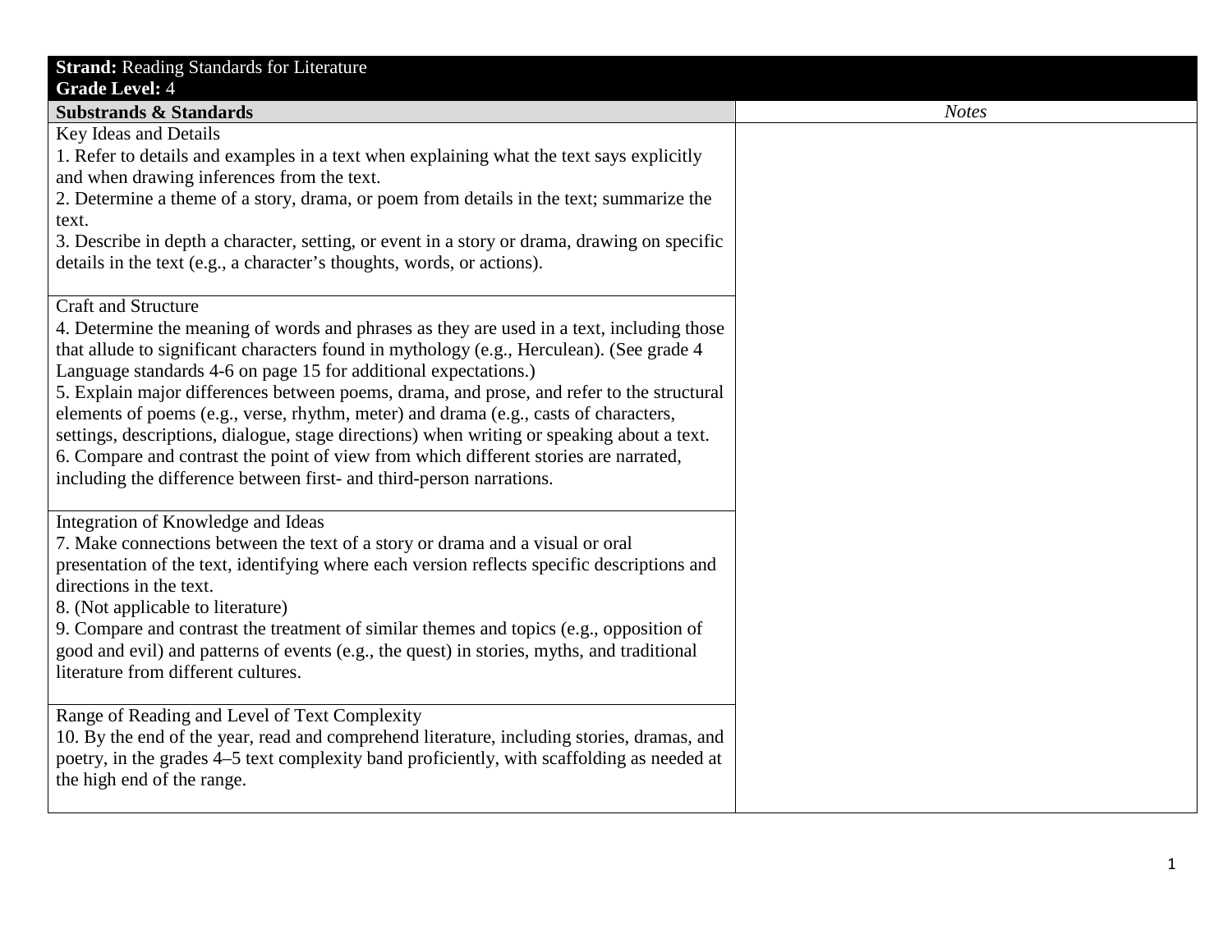| **Strand:** Reading Standards for Literature<br>**Grade Level:** 4 | |
|---|---|
| **Substrands & Standards** | *Notes* |
| Key Ideas and Details<br>1. Refer to details and examples in a text when explaining what the text says explicitly and when drawing inferences from the text.<br>2. Determine a theme of a story, drama, or poem from details in the text; summarize the text.<br>3. Describe in depth a character, setting, or event in a story or drama, drawing on specific details in the text (e.g., a character's thoughts, words, or actions). | |
| Craft and Structure<br>4. Determine the meaning of words and phrases as they are used in a text, including those that allude to significant characters found in mythology (e.g., Herculean). (See grade 4 Language standards 4-6 on page 15 for additional expectations.)<br>5. Explain major differences between poems, drama, and prose, and refer to the structural elements of poems (e.g., verse, rhythm, meter) and drama (e.g., casts of characters, settings, descriptions, dialogue, stage directions) when writing or speaking about a text.<br>6. Compare and contrast the point of view from which different stories are narrated, including the difference between first- and third-person narrations. | |
| Integration of Knowledge and Ideas<br>7. Make connections between the text of a story or drama and a visual or oral presentation of the text, identifying where each version reflects specific descriptions and directions in the text.<br>8. (Not applicable to literature)<br>9. Compare and contrast the treatment of similar themes and topics (e.g., opposition of good and evil) and patterns of events (e.g., the quest) in stories, myths, and traditional literature from different cultures. | |
| Range of Reading and Level of Text Complexity<br>10. By the end of the year, read and comprehend literature, including stories, dramas, and poetry, in the grades 4–5 text complexity band proficiently, with scaffolding as needed at the high end of the range. | |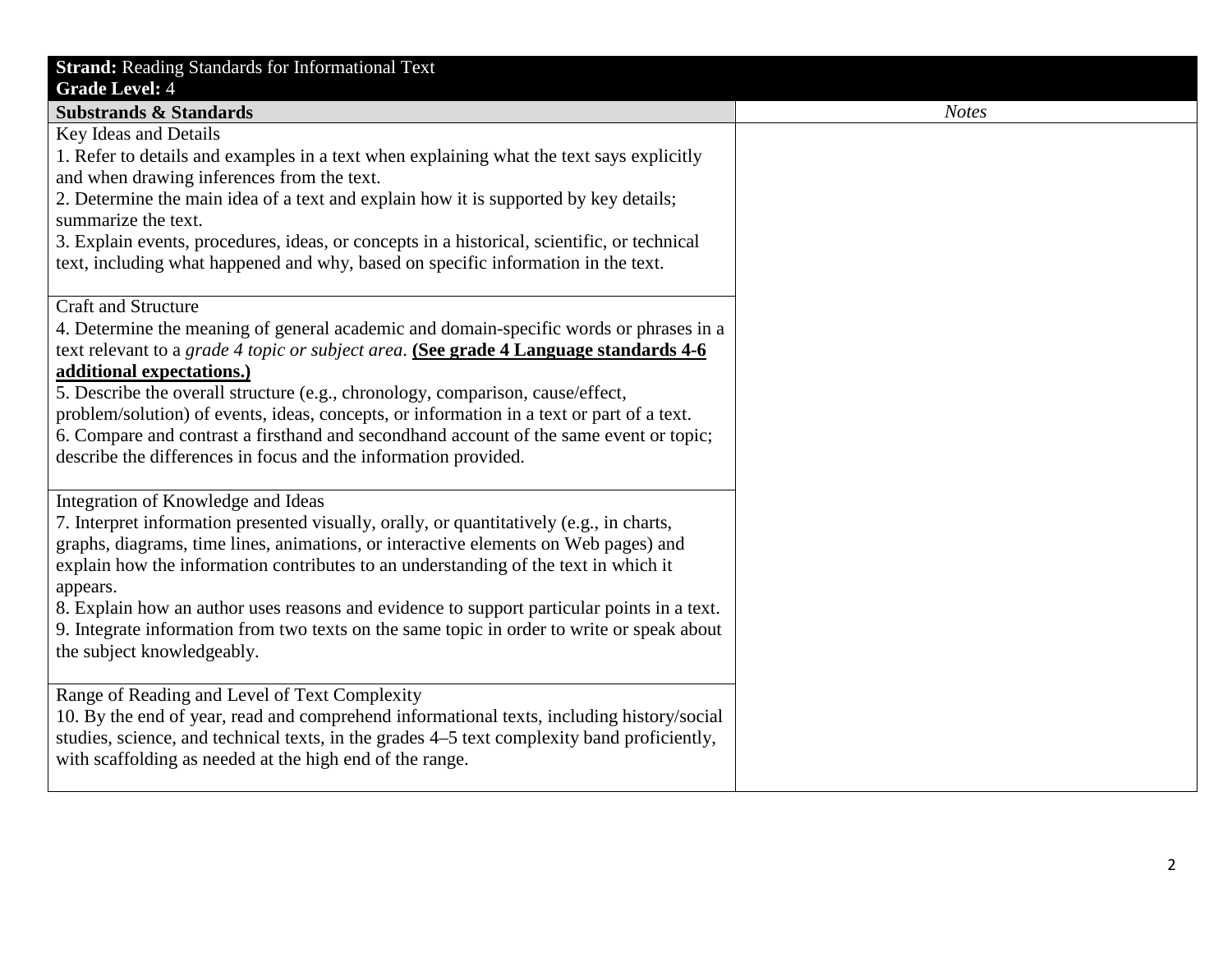| **Strand:** Reading Standards for Informational Text<br>**Grade Level:** 4 | |
|---|---|
| **Substrands & Standards** | *Notes* |
| Key Ideas and Details<br>1. Refer to details and examples in a text when explaining what the text says explicitly and when drawing inferences from the text.<br>2. Determine the main idea of a text and explain how it is supported by key details; summarize the text.<br>3. Explain events, procedures, ideas, or concepts in a historical, scientific, or technical text, including what happened and why, based on specific information in the text. | |
| Craft and Structure<br>4. Determine the meaning of general academic and domain-specific words or phrases in a text relevant to a *grade 4 topic or subject area*. **(See grade 4 Language standards 4-6 additional expectations.)**<br>5. Describe the overall structure (e.g., chronology, comparison, cause/effect, problem/solution) of events, ideas, concepts, or information in a text or part of a text.<br>6. Compare and contrast a firsthand and secondhand account of the same event or topic; describe the differences in focus and the information provided. | |
| Integration of Knowledge and Ideas<br>7. Interpret information presented visually, orally, or quantitatively (e.g., in charts, graphs, diagrams, time lines, animations, or interactive elements on Web pages) and explain how the information contributes to an understanding of the text in which it appears.<br>8. Explain how an author uses reasons and evidence to support particular points in a text.<br>9. Integrate information from two texts on the same topic in order to write or speak about the subject knowledgeably. | |
| Range of Reading and Level of Text Complexity<br>10. By the end of year, read and comprehend informational texts, including history/social studies, science, and technical texts, in the grades 4–5 text complexity band proficiently, with scaffolding as needed at the high end of the range. | |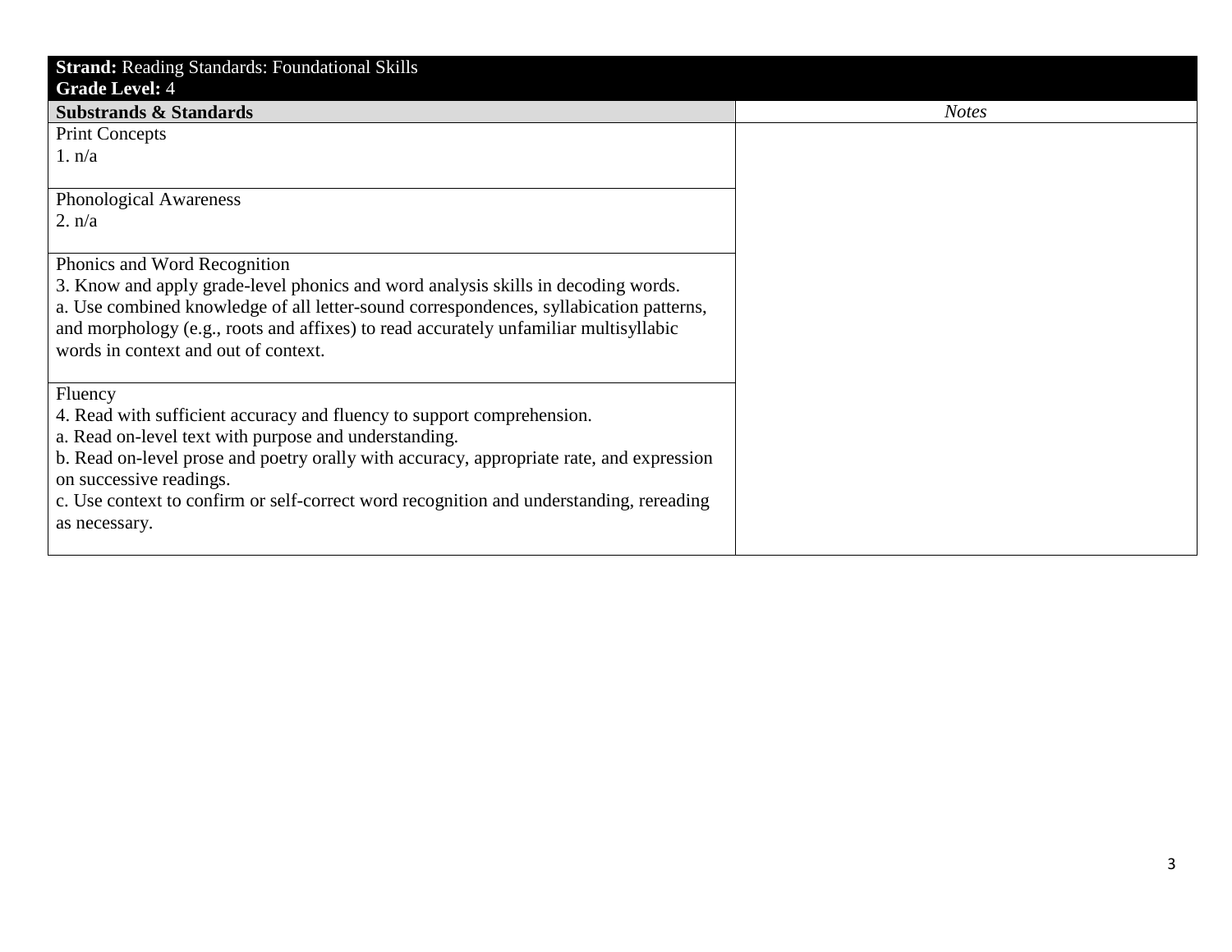| **Strand:** Reading Standards: Foundational Skills<br>**Grade Level:** 4 | |
|---|---|
| **Substrands & Standards** | *Notes* |
| Print Concepts<br>1. n/a | |
| Phonological Awareness<br>2. n/a | |
| Phonics and Word Recognition<br>3. Know and apply grade-level phonics and word analysis skills in decoding words.<br>a. Use combined knowledge of all letter-sound correspondences, syllabication patterns, and morphology (e.g., roots and affixes) to read accurately unfamiliar multisyllabic words in context and out of context. | |
| Fluency<br>4. Read with sufficient accuracy and fluency to support comprehension.<br>a. Read on-level text with purpose and understanding.<br>b. Read on-level prose and poetry orally with accuracy, appropriate rate, and expression on successive readings.<br>c. Use context to confirm or self-correct word recognition and understanding, rereading as necessary. | |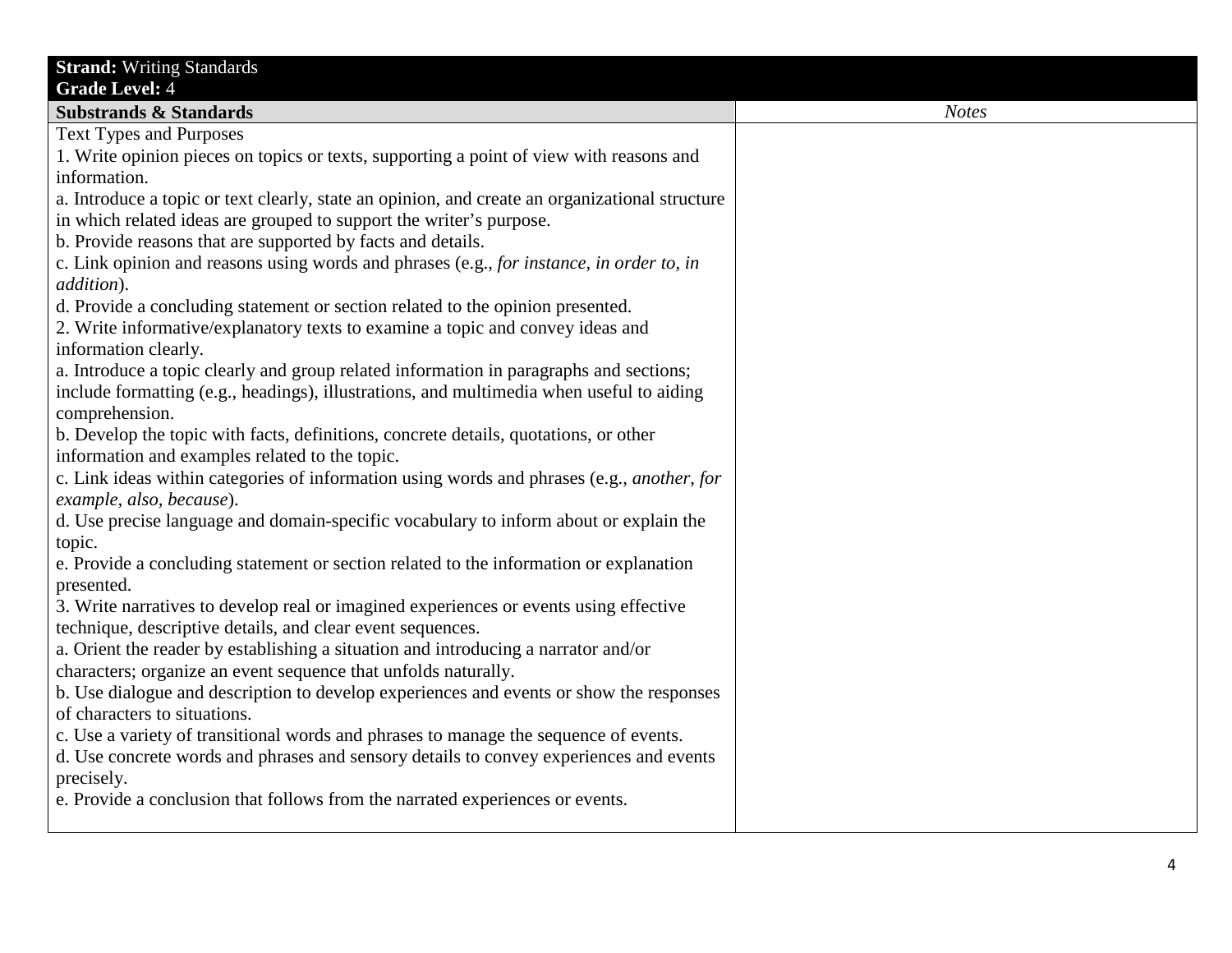| **Strand:** Writing Standards<br>**Grade Level:** 4 | |
|---|---|
| **Substrands & Standards** | *Notes* |
| Text Types and Purposes<br>1. Write opinion pieces on topics or texts, supporting a point of view with reasons and information.<br>a. Introduce a topic or text clearly, state an opinion, and create an organizational structure in which related ideas are grouped to support the writer's purpose.<br>b. Provide reasons that are supported by facts and details.<br>c. Link opinion and reasons using words and phrases (e.g., *for instance, in order to, in addition*).<br>d. Provide a concluding statement or section related to the opinion presented.<br>2. Write informative/explanatory texts to examine a topic and convey ideas and information clearly.<br>a. Introduce a topic clearly and group related information in paragraphs and sections; include formatting (e.g., headings), illustrations, and multimedia when useful to aiding comprehension.<br>b. Develop the topic with facts, definitions, concrete details, quotations, or other information and examples related to the topic.<br>c. Link ideas within categories of information using words and phrases (e.g., *another, for example, also, because*).<br>d. Use precise language and domain-specific vocabulary to inform about or explain the topic.<br>e. Provide a concluding statement or section related to the information or explanation presented.<br>3. Write narratives to develop real or imagined experiences or events using effective technique, descriptive details, and clear event sequences.<br>a. Orient the reader by establishing a situation and introducing a narrator and/or characters; organize an event sequence that unfolds naturally.<br>b. Use dialogue and description to develop experiences and events or show the responses of characters to situations.<br>c. Use a variety of transitional words and phrases to manage the sequence of events.<br>d. Use concrete words and phrases and sensory details to convey experiences and events precisely.<br>e. Provide a conclusion that follows from the narrated experiences or events. | |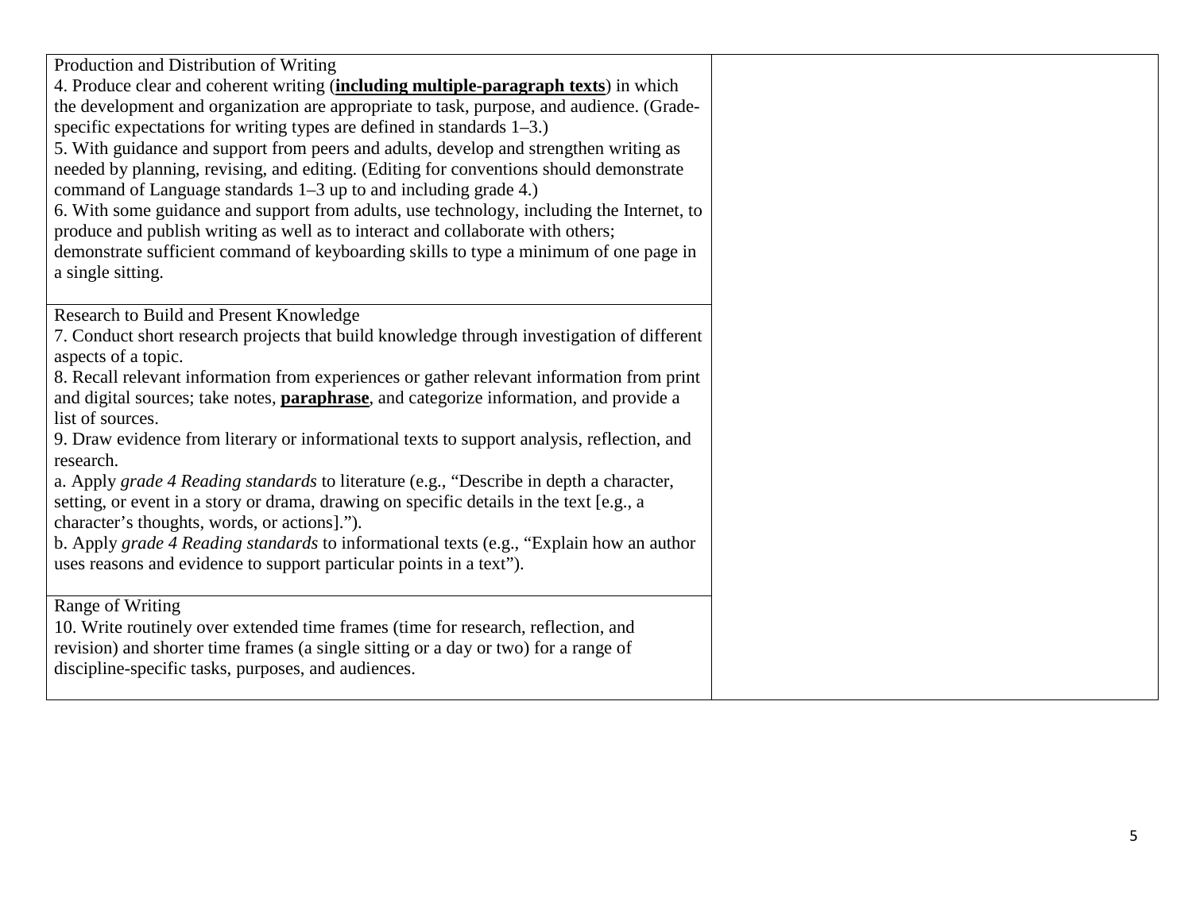| | |
|---|---|
| Production and Distribution of Writing<br>4. Produce clear and coherent writing (**<u>including multiple-paragraph texts</u>**) in which the development and organization are appropriate to task, purpose, and audience. (Grade-specific expectations for writing types are defined in standards 1–3.)<br>5. With guidance and support from peers and adults, develop and strengthen writing as needed by planning, revising, and editing. (Editing for conventions should demonstrate command of Language standards 1–3 up to and including grade 4.)<br>6. With some guidance and support from adults, use technology, including the Internet, to produce and publish writing as well as to interact and collaborate with others; demonstrate sufficient command of keyboarding skills to type a minimum of one page in a single sitting. | |
| Research to Build and Present Knowledge<br>7. Conduct short research projects that build knowledge through investigation of different aspects of a topic.<br>8. Recall relevant information from experiences or gather relevant information from print and digital sources; take notes, **<u>paraphrase</u>**, and categorize information, and provide a list of sources.<br>9. Draw evidence from literary or informational texts to support analysis, reflection, and research.<br>a. Apply *grade 4 Reading standards* to literature (e.g., "Describe in depth a character, setting, or event in a story or drama, drawing on specific details in the text [e.g., a character's thoughts, words, or actions].").<br>b. Apply *grade 4 Reading standards* to informational texts (e.g., "Explain how an author uses reasons and evidence to support particular points in a text"). | |
| Range of Writing<br>10. Write routinely over extended time frames (time for research, reflection, and revision) and shorter time frames (a single sitting or a day or two) for a range of discipline-specific tasks, purposes, and audiences. | |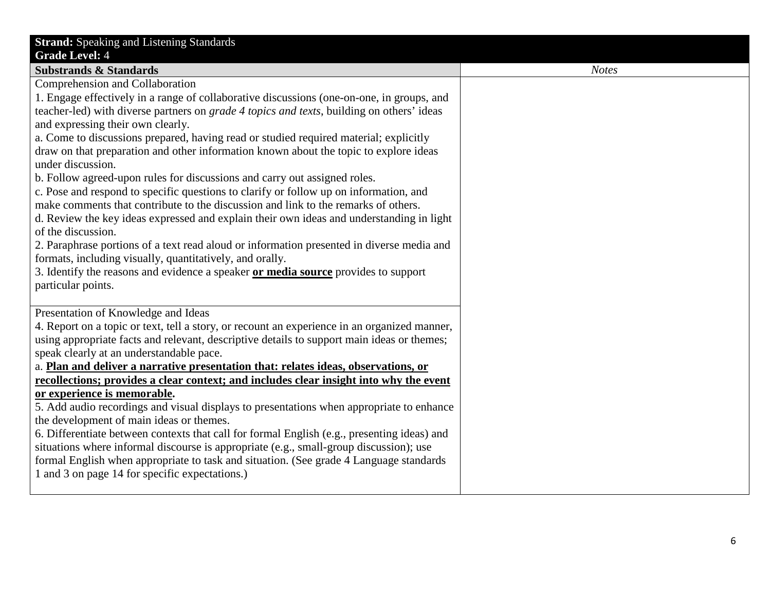| **Strand:** Speaking and Listening Standards<br>**Grade Level:** 4 | |
|---|---|
| **Substrands & Standards** | *Notes* |
| Comprehension and Collaboration<br>1. Engage effectively in a range of collaborative discussions (one-on-one, in groups, and teacher-led) with diverse partners on *grade 4 topics and texts*, building on others' ideas and expressing their own clearly.<br>a. Come to discussions prepared, having read or studied required material; explicitly draw on that preparation and other information known about the topic to explore ideas under discussion.<br>b. Follow agreed-upon rules for discussions and carry out assigned roles.<br>c. Pose and respond to specific questions to clarify or follow up on information, and make comments that contribute to the discussion and link to the remarks of others.<br>d. Review the key ideas expressed and explain their own ideas and understanding in light of the discussion.<br>2. Paraphrase portions of a text read aloud or information presented in diverse media and formats, including visually, quantitatively, and orally.<br>3. Identify the reasons and evidence a speaker <u>**or media source**</u> provides to support particular points. | |
| Presentation of Knowledge and Ideas<br>4. Report on a topic or text, tell a story, or recount an experience in an organized manner, using appropriate facts and relevant, descriptive details to support main ideas or themes; speak clearly at an understandable pace.<br>a. <u>**Plan and deliver a narrative presentation that: relates ideas, observations, or recollections; provides a clear context; and includes clear insight into why the event or experience is memorable**</u>**.**<br>5. Add audio recordings and visual displays to presentations when appropriate to enhance the development of main ideas or themes.<br>6. Differentiate between contexts that call for formal English (e.g., presenting ideas) and situations where informal discourse is appropriate (e.g., small-group discussion); use formal English when appropriate to task and situation. (See grade 4 Language standards 1 and 3 on page 14 for specific expectations.) | |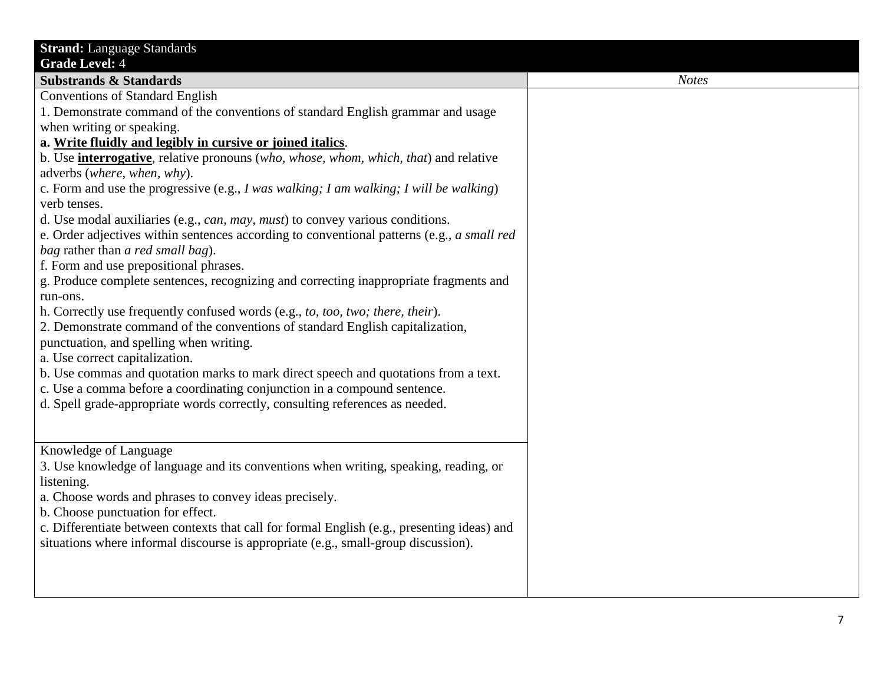| **Strand:** Language Standards<br>**Grade Level:** 4 | |
|---|---|
| **Substrands & Standards** | *Notes* |
| Conventions of Standard English<br>1. Demonstrate command of the conventions of standard English grammar and usage when writing or speaking.<br>**a. <u>Write fluidly and legibly in cursive or joined italics</u>**.<br>b. Use **<u>interrogative</u>**, relative pronouns (*who, whose, whom, which, that*) and relative adverbs (*where, when, why*).<br>c. Form and use the progressive (e.g., *I was walking; I am walking; I will be walking*) verb tenses.<br>d. Use modal auxiliaries (e.g., *can, may, must*) to convey various conditions.<br>e. Order adjectives within sentences according to conventional patterns (e.g., *a small red bag* rather than *a red small bag*).<br>f. Form and use prepositional phrases.<br>g. Produce complete sentences, recognizing and correcting inappropriate fragments and run-ons.<br>h. Correctly use frequently confused words (e.g., *to, too, two; there, their*).<br>2. Demonstrate command of the conventions of standard English capitalization, punctuation, and spelling when writing.<br>a. Use correct capitalization.<br>b. Use commas and quotation marks to mark direct speech and quotations from a text.<br>c. Use a comma before a coordinating conjunction in a compound sentence.<br>d. Spell grade-appropriate words correctly, consulting references as needed. | |
| Knowledge of Language<br>3. Use knowledge of language and its conventions when writing, speaking, reading, or listening.<br>a. Choose words and phrases to convey ideas precisely.<br>b. Choose punctuation for effect.<br>c. Differentiate between contexts that call for formal English (e.g., presenting ideas) and situations where informal discourse is appropriate (e.g., small-group discussion). | |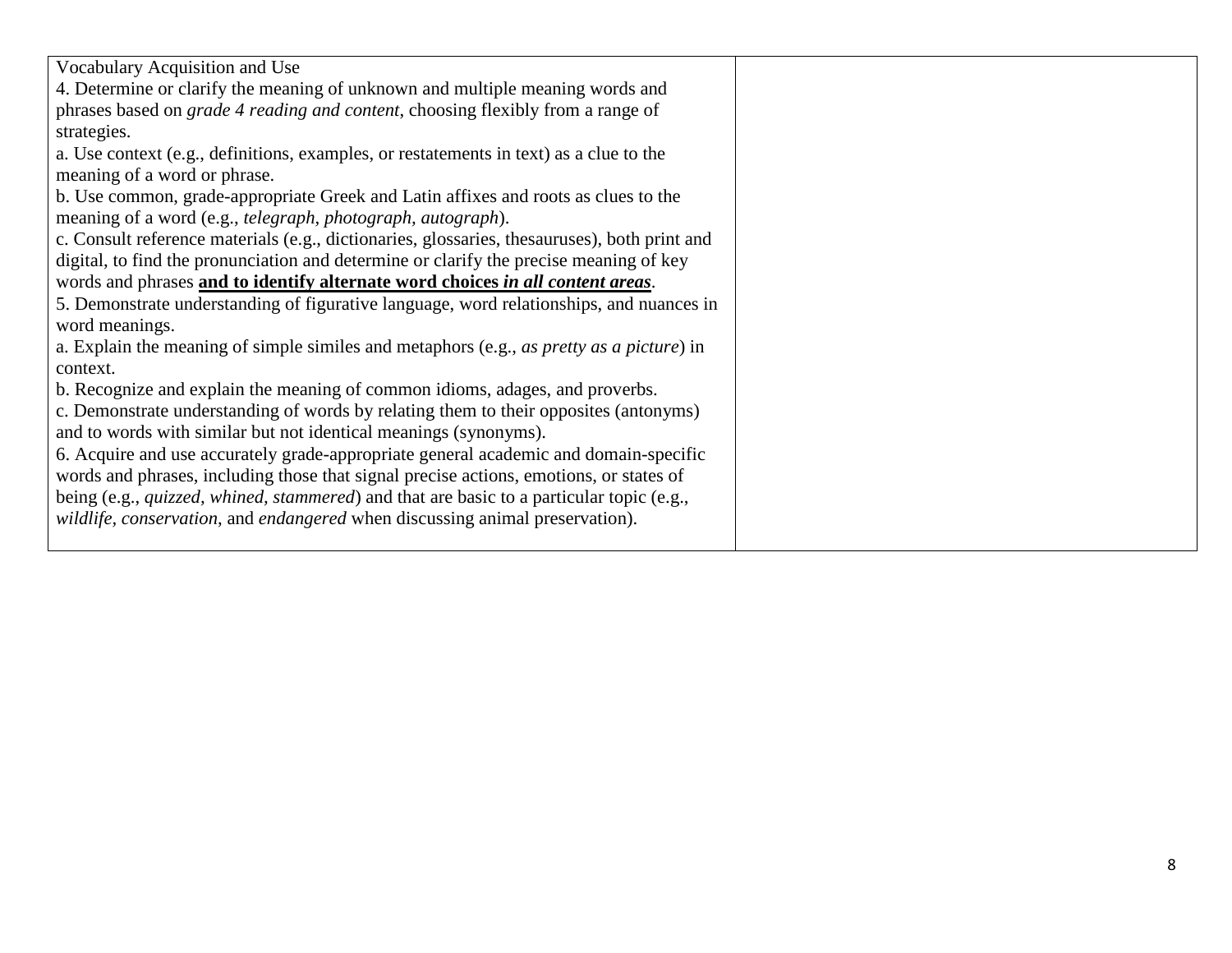| | |
|---|---|
| Vocabulary Acquisition and Use<br>4. Determine or clarify the meaning of unknown and multiple meaning words and phrases based on *grade 4 reading and content*, choosing flexibly from a range of strategies.<br>a. Use context (e.g., definitions, examples, or restatements in text) as a clue to the meaning of a word or phrase.<br>b. Use common, grade-appropriate Greek and Latin affixes and roots as clues to the meaning of a word (e.g., *telegraph*, *photograph*, *autograph*).<br>c. Consult reference materials (e.g., dictionaries, glossaries, thesauruses), both print and digital, to find the pronunciation and determine or clarify the precise meaning of key words and phrases <u>**and to identify alternate word choices *in all content areas***</u>.<br>5. Demonstrate understanding of figurative language, word relationships, and nuances in word meanings.<br>a. Explain the meaning of simple similes and metaphors (e.g., *as pretty as a picture*) in context.<br>b. Recognize and explain the meaning of common idioms, adages, and proverbs.<br>c. Demonstrate understanding of words by relating them to their opposites (antonyms) and to words with similar but not identical meanings (synonyms).<br>6. Acquire and use accurately grade-appropriate general academic and domain-specific words and phrases, including those that signal precise actions, emotions, or states of being (e.g., *quizzed*, *whined*, *stammered*) and that are basic to a particular topic (e.g., *wildlife*, *conservation*, and *endangered* when discussing animal preservation). | |